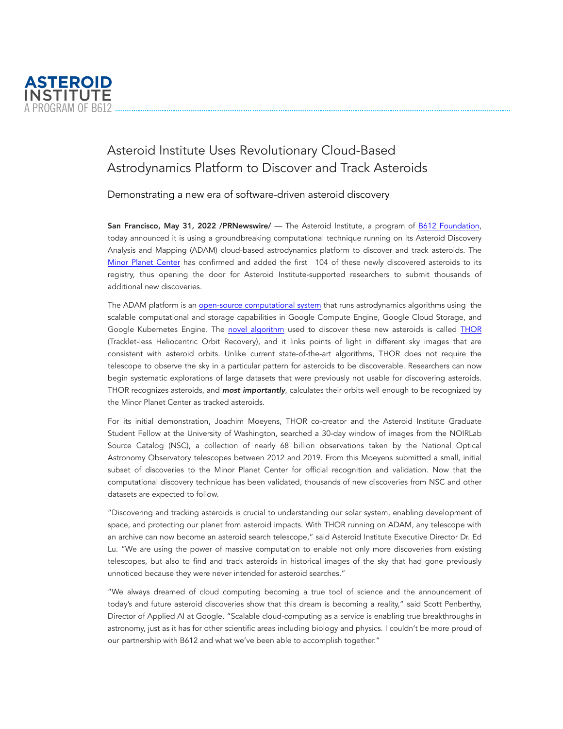**ASTEROID INSTITUTE**
A PROGRAM OF B612

# Asteroid Institute Uses Revolutionary Cloud-Based Astrodynamics Platform to Discover and Track Asteroids

## Demonstrating a new era of software-driven asteroid discovery

**San Francisco, May 31, 2022 /PRNewswire/** — The Asteroid Institute, a program of B612 Foundation, today announced it is using a groundbreaking computational technique running on its Asteroid Discovery Analysis and Mapping (ADAM) cloud-based astrodynamics platform to discover and track asteroids. The Minor Planet Center has confirmed and added the first 104 of these newly discovered asteroids to its registry, thus opening the door for Asteroid Institute-supported researchers to submit thousands of additional new discoveries.

The ADAM platform is an open-source computational system that runs astrodynamics algorithms using the scalable computational and storage capabilities in Google Compute Engine, Google Cloud Storage, and Google Kubernetes Engine. The novel algorithm used to discover these new asteroids is called THOR (Tracklet-less Heliocentric Orbit Recovery), and it links points of light in different sky images that are consistent with asteroid orbits. Unlike current state-of-the-art algorithms, THOR does not require the telescope to observe the sky in a particular pattern for asteroids to be discoverable. Researchers can now begin systematic explorations of large datasets that were previously not usable for discovering asteroids. THOR recognizes asteroids, and ***most importantly***, calculates their orbits well enough to be recognized by the Minor Planet Center as tracked asteroids.

For its initial demonstration, Joachim Moeyens, THOR co-creator and the Asteroid Institute Graduate Student Fellow at the University of Washington, searched a 30-day window of images from the NOIRLab Source Catalog (NSC), a collection of nearly 68 billion observations taken by the National Optical Astronomy Observatory telescopes between 2012 and 2019. From this Moeyens submitted a small, initial subset of discoveries to the Minor Planet Center for official recognition and validation. Now that the computational discovery technique has been validated, thousands of new discoveries from NSC and other datasets are expected to follow.

"Discovering and tracking asteroids is crucial to understanding our solar system, enabling development of space, and protecting our planet from asteroid impacts. With THOR running on ADAM, any telescope with an archive can now become an asteroid search telescope," said Asteroid Institute Executive Director Dr. Ed Lu. "We are using the power of massive computation to enable not only more discoveries from existing telescopes, but also to find and track asteroids in historical images of the sky that had gone previously unnoticed because they were never intended for asteroid searches."

"We always dreamed of cloud computing becoming a true tool of science and the announcement of today's and future asteroid discoveries show that this dream is becoming a reality," said Scott Penberthy, Director of Applied AI at Google. "Scalable cloud-computing as a service is enabling true breakthroughs in astronomy, just as it has for other scientific areas including biology and physics. I couldn't be more proud of our partnership with B612 and what we've been able to accomplish together."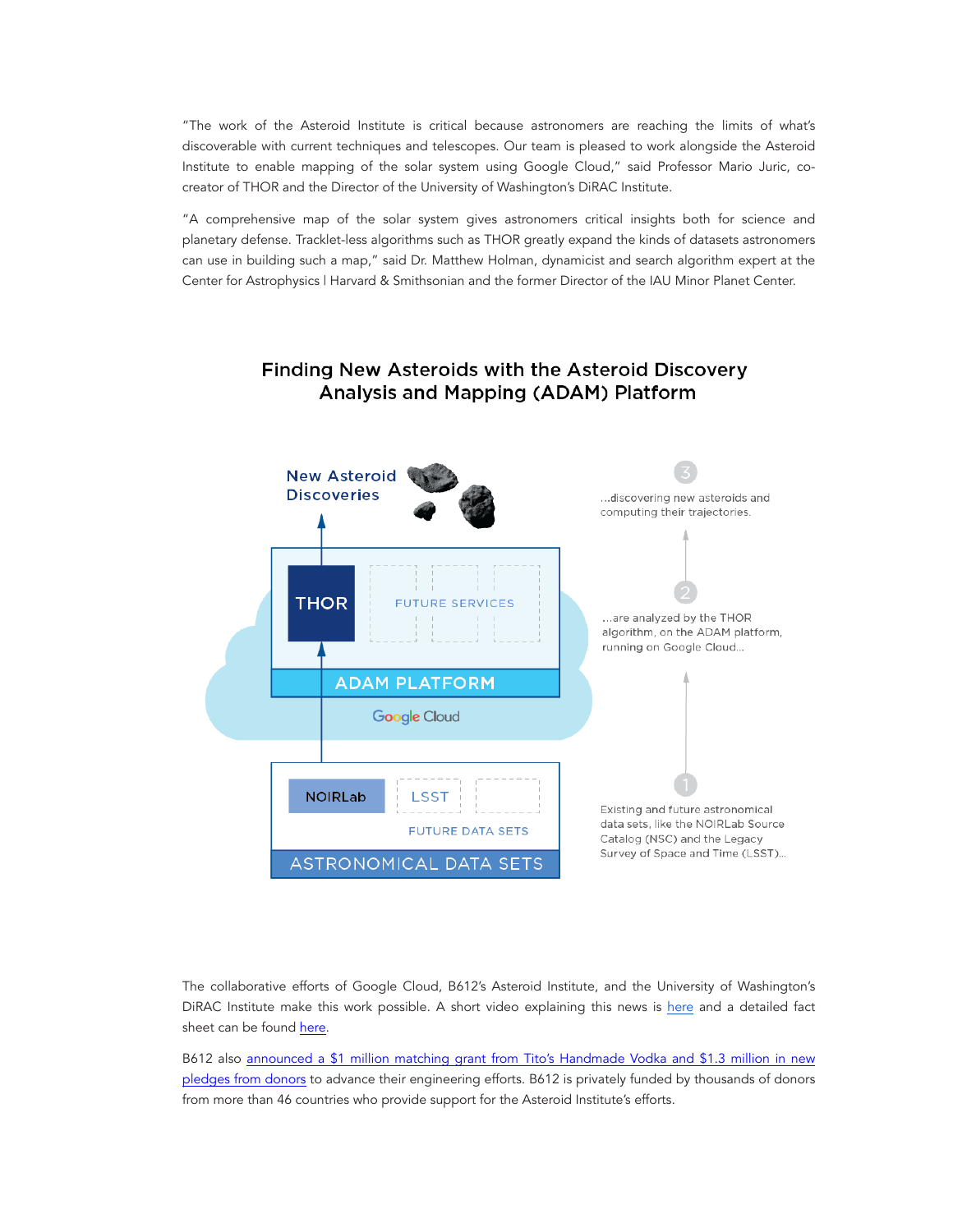"The work of the Asteroid Institute is critical because astronomers are reaching the limits of what's discoverable with current techniques and telescopes. Our team is pleased to work alongside the Asteroid Institute to enable mapping of the solar system using Google Cloud," said Professor Mario Juric, co-creator of THOR and the Director of the University of Washington's DiRAC Institute.

"A comprehensive map of the solar system gives astronomers critical insights both for science and planetary defense. Tracklet-less algorithms such as THOR greatly expand the kinds of datasets astronomers can use in building such a map," said Dr. Matthew Holman, dynamicist and search algorithm expert at the Center for Astrophysics | Harvard & Smithsonian and the former Director of the IAU Minor Planet Center.

## Finding New Asteroids with the Asteroid Discovery Analysis and Mapping (ADAM) Platform

New Asteroid Discoveries

THOR

FUTURE SERVICES

ADAM PLATFORM

Google Cloud

NOIRLab

LSST

FUTURE DATA SETS

ASTRONOMICAL DATA SETS

1. Existing and future astronomical data sets, like the NOIRLab Source Catalog (NSC) and the Legacy Survey of Space and Time (LSST)...
2. ...are analyzed by the THOR algorithm, on the ADAM platform, running on Google Cloud...
3. ...discovering new asteroids and computing their trajectories.

The collaborative efforts of Google Cloud, B612's Asteroid Institute, and the University of Washington's DiRAC Institute make this work possible. A short video explaining this news is here and a detailed fact sheet can be found here.

B612 also announced a $1 million matching grant from Tito's Handmade Vodka and $1.3 million in new pledges from donors to advance their engineering efforts. B612 is privately funded by thousands of donors from more than 46 countries who provide support for the Asteroid Institute's efforts.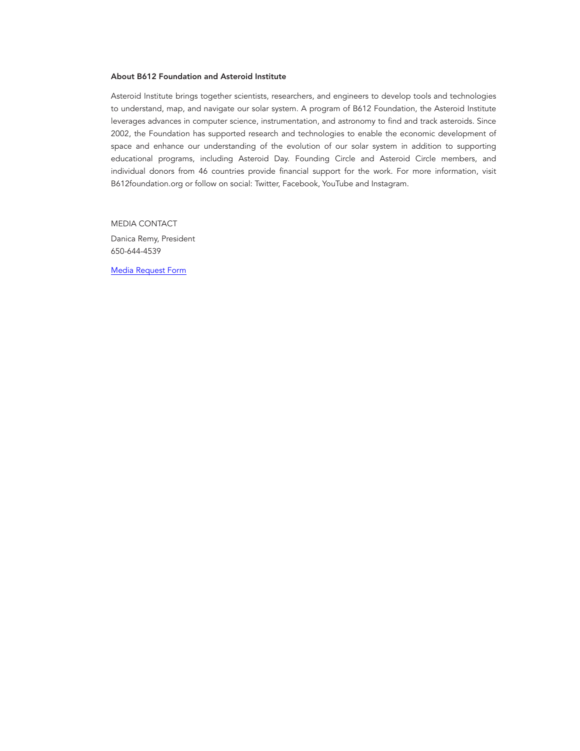**About B612 Foundation and Asteroid Institute**

Asteroid Institute brings together scientists, researchers, and engineers to develop tools and technologies to understand, map, and navigate our solar system. A program of B612 Foundation, the Asteroid Institute leverages advances in computer science, instrumentation, and astronomy to find and track asteroids. Since 2002, the Foundation has supported research and technologies to enable the economic development of space and enhance our understanding of the evolution of our solar system in addition to supporting educational programs, including Asteroid Day. Founding Circle and Asteroid Circle members, and individual donors from 46 countries provide financial support for the work. For more information, visit B612foundation.org or follow on social: Twitter, Facebook, YouTube and Instagram.

MEDIA CONTACT

Danica Remy, President
650-644-4539

Media Request Form